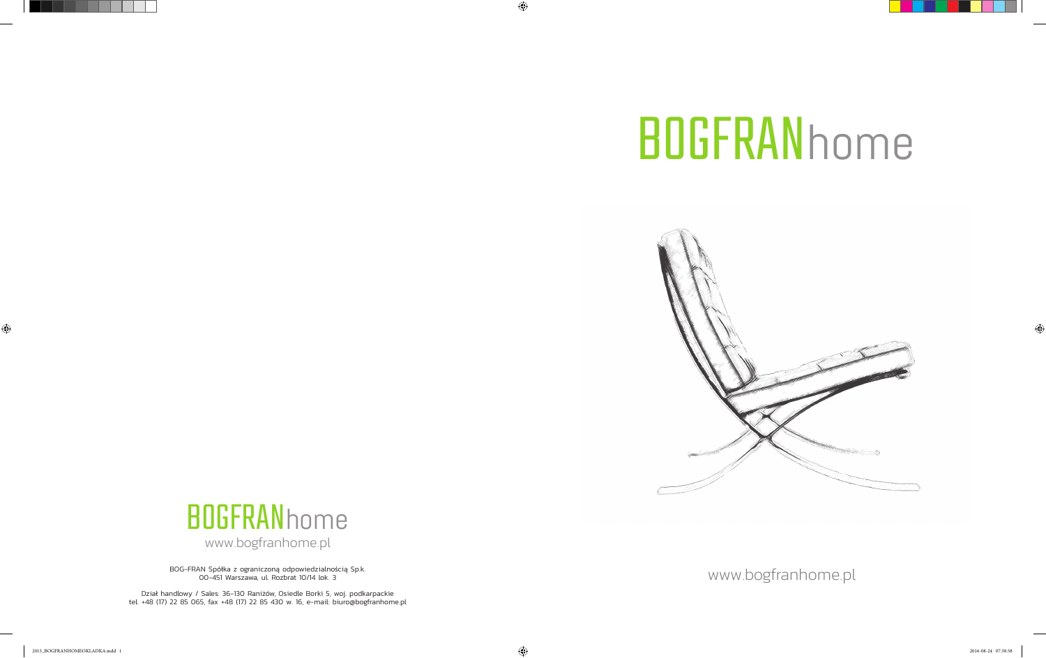# BOGFRANhome

www.bogfranhome.pl

BOGFRANhome

www.bogfranhome.pl

BOG-FRAN Spółka z ograniczoną odpowiedzialnością Sp.k.
00-451 Warszawa, ul. Rozbrat 10/14 lok. 3

Dział handlowy / Sales: 36-130 Raniżów, Osiedle Borki 5, woj. podkarpackie
tel. +48 (17) 22 85 065, fax +48 (17) 22 85 430 w. 16, e-mail: biuro@bogfranhome.pl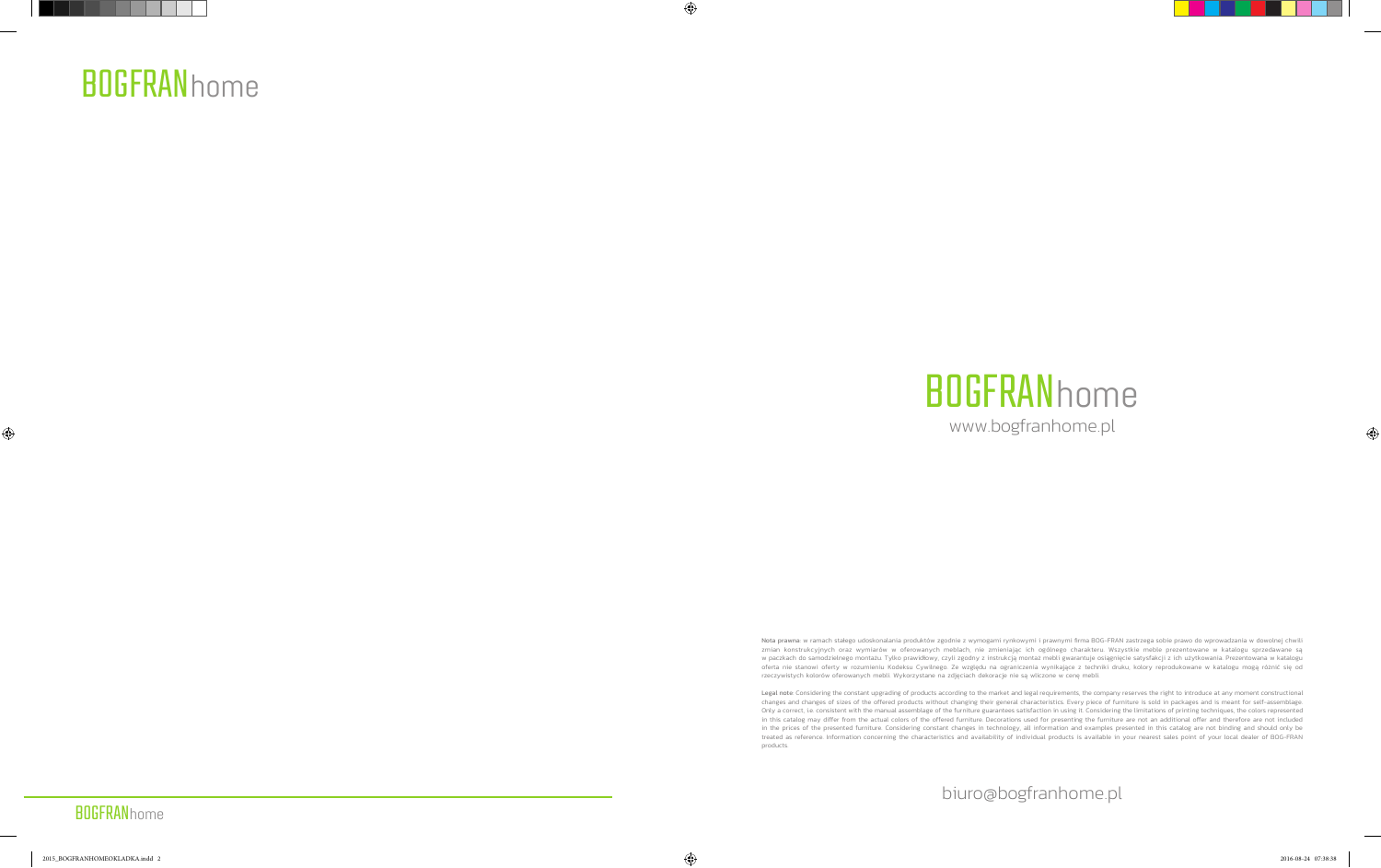# BOGFRANhome

# BOGFRANhome

www.bogfranhome.pl

**Nota prawna**: w ramach stałego udoskonalania produktów zgodnie z wymogami rynkowymi i prawnymi firma BOG-FRAN zastrzega sobie prawo do wprowadzania w dowolnej chwili zmian konstrukcyjnych oraz wymiarów w oferowanych meblach, nie zmieniając ich ogólnego charakteru. Wszystkie meble prezentowane w katalogu sprzedawane są w paczkach do samodzielnego montażu. Tylko prawidłowy, czyli zgodny z instrukcją montaż mebli gwarantuje osiągnięcie satysfakcji z ich użytkowania. Prezentowana w katalogu oferta nie stanowi oferty w rozumieniu Kodeksu Cywilnego. Ze względu na ograniczenia wynikające z techniki druku, kolory reprodukowane w katalogu mogą różnić się od rzeczywistych kolorów oferowanych mebli. Wykorzystane na zdjęciach dekoracje nie są wliczone w cenę mebli.

**Legal note**: Considering the constant upgrading of products according to the market and legal requirements, the company reserves the right to introduce at any moment constructional changes and changes of sizes of the offered products without changing their general characteristics. Every piece of furniture is sold in packages and is meant for self-assemblage. Only a correct, i.e. consistent with the manual assemblage of the furniture guarantees satisfaction in using it. Considering the limitations of printing techniques, the colors represented in this catalog may differ from the actual colors of the offered furniture. Decorations used for presenting the furniture are not an additional offer and therefore are not included in the prices of the presented furniture. Considering constant changes in technology, all information and examples presented in this catalog are not binding and should only be treated as reference. Information concerning the characteristics and availability of individual products is available in your nearest sales point of your local dealer of BOG-FRAN products.

BOGFRANhome

biuro@bogfranhome.pl